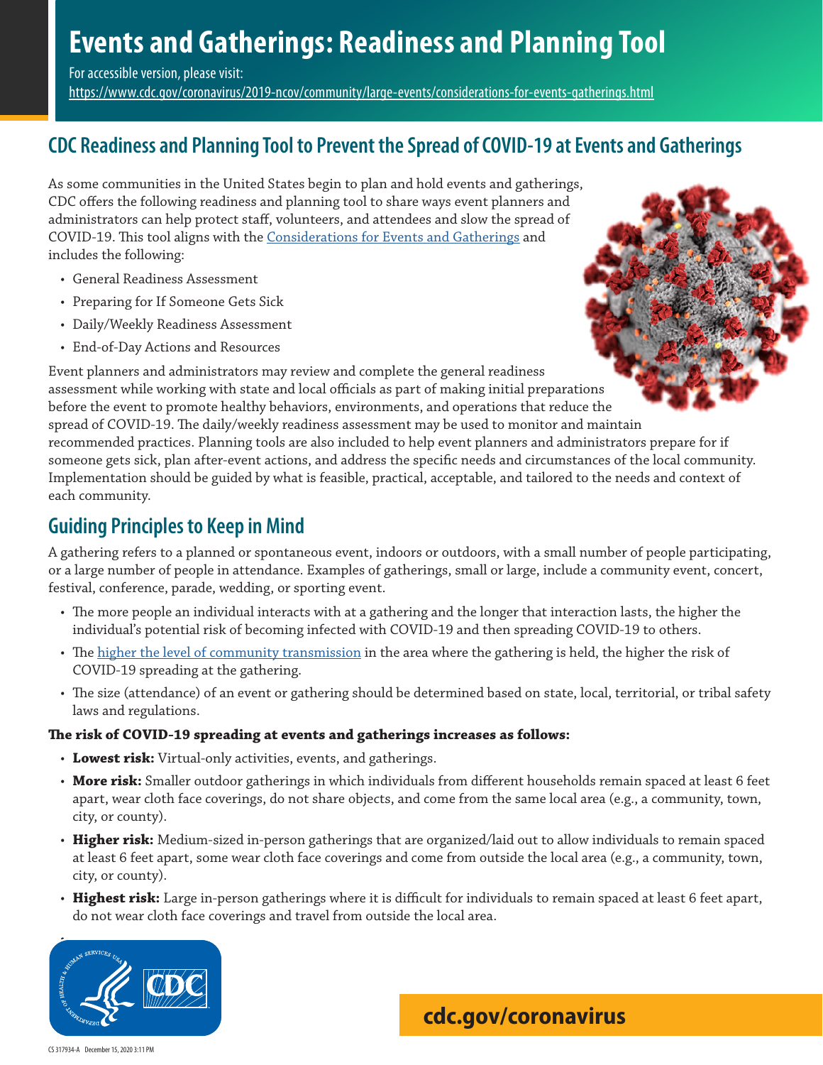# Events and Gatherings: Readiness and Planning Tool

For accessible version, please visit:
https://www.cdc.gov/coronavirus/2019-ncov/community/large-events/considerations-for-events-gatherings.html

## CDC Readiness and Planning Tool to Prevent the Spread of COVID-19 at Events and Gatherings

As some communities in the United States begin to plan and hold events and gatherings, CDC offers the following readiness and planning tool to share ways event planners and administrators can help protect staff, volunteers, and attendees and slow the spread of COVID-19. This tool aligns with the Considerations for Events and Gatherings and includes the following:

- General Readiness Assessment
- Preparing for If Someone Gets Sick
- Daily/Weekly Readiness Assessment
- End-of-Day Actions and Resources

Event planners and administrators may review and complete the general readiness assessment while working with state and local officials as part of making initial preparations before the event to promote healthy behaviors, environments, and operations that reduce the spread of COVID-19. The daily/weekly readiness assessment may be used to monitor and maintain recommended practices. Planning tools are also included to help event planners and administrators prepare for if someone gets sick, plan after-event actions, and address the specific needs and circumstances of the local community. Implementation should be guided by what is feasible, practical, acceptable, and tailored to the needs and context of each community.

## Guiding Principles to Keep in Mind

A gathering refers to a planned or spontaneous event, indoors or outdoors, with a small number of people participating, or a large number of people in attendance. Examples of gatherings, small or large, include a community event, concert, festival, conference, parade, wedding, or sporting event.

- The more people an individual interacts with at a gathering and the longer that interaction lasts, the higher the individual's potential risk of becoming infected with COVID-19 and then spreading COVID-19 to others.
- The higher the level of community transmission in the area where the gathering is held, the higher the risk of COVID-19 spreading at the gathering.
- The size (attendance) of an event or gathering should be determined based on state, local, territorial, or tribal safety laws and regulations.

**The risk of COVID-19 spreading at events and gatherings increases as follows:**

- **Lowest risk:** Virtual-only activities, events, and gatherings.
- **More risk:** Smaller outdoor gatherings in which individuals from different households remain spaced at least 6 feet apart, wear cloth face coverings, do not share objects, and come from the same local area (e.g., a community, town, city, or county).
- **Higher risk:** Medium-sized in-person gatherings that are organized/laid out to allow individuals to remain spaced at least 6 feet apart, some wear cloth face coverings and come from outside the local area (e.g., a community, town, city, or county).
- **Highest risk:** Large in-person gatherings where it is difficult for individuals to remain spaced at least 6 feet apart, do not wear cloth face coverings and travel from outside the local area.

cdc.gov/coronavirus

CS 317934-A December 15, 2020 3:11 PM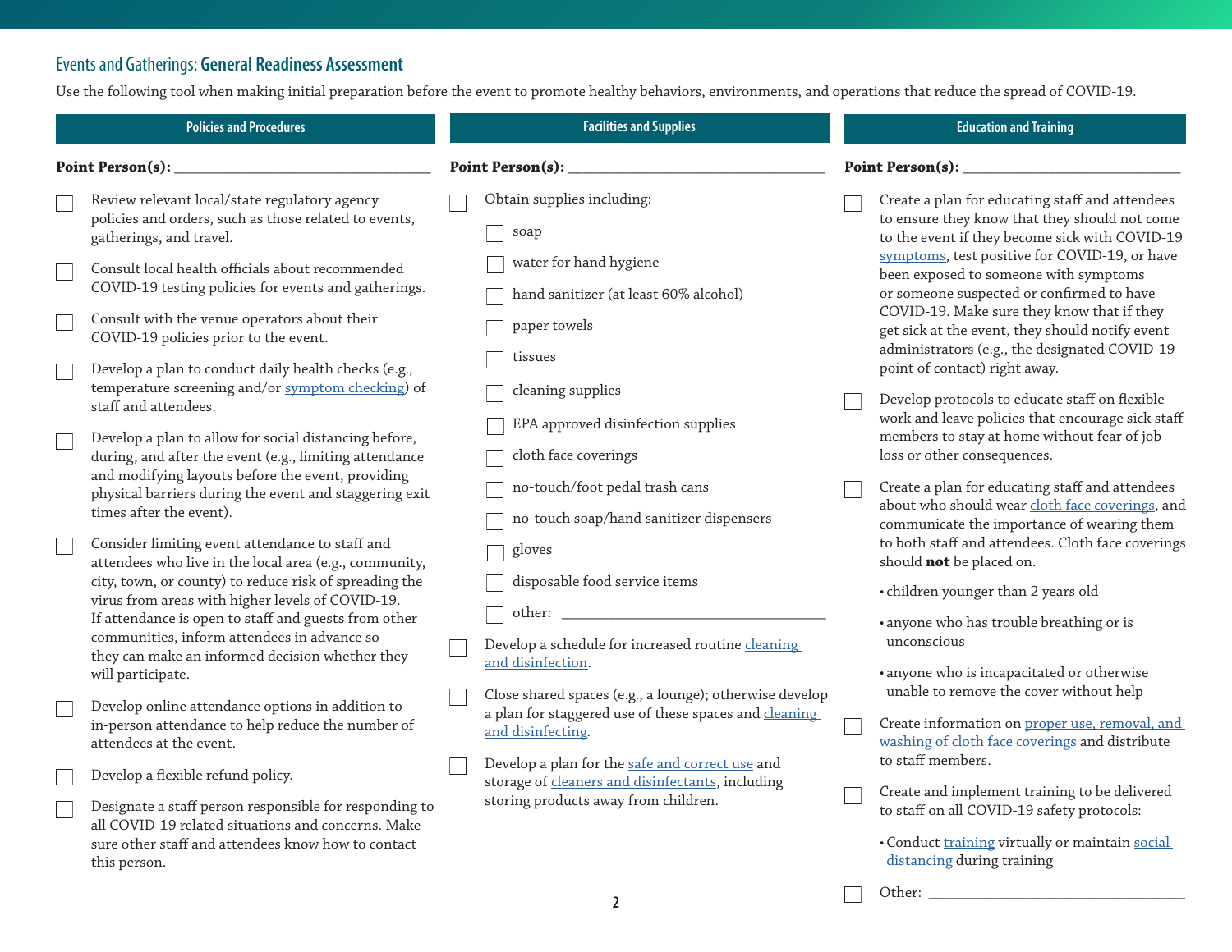## Events and Gatherings: **General Readiness Assessment**

Use the following tool when making initial preparation before the event to promote healthy behaviors, environments, and operations that reduce the spread of COVID-19.

### Policies and Procedures

**Point Person(s):** ___________________________

- [ ] Review relevant local/state regulatory agency policies and orders, such as those related to events, gatherings, and travel.
- [ ] Consult local health officials about recommended COVID-19 testing policies for events and gatherings.
- [ ] Consult with the venue operators about their COVID-19 policies prior to the event.
- [ ] Develop a plan to conduct daily health checks (e.g., temperature screening and/or symptom checking) of staff and attendees.
- [ ] Develop a plan to allow for social distancing before, during, and after the event (e.g., limiting attendance and modifying layouts before the event, providing physical barriers during the event and staggering exit times after the event).
- [ ] Consider limiting event attendance to staff and attendees who live in the local area (e.g., community, city, town, or county) to reduce risk of spreading the virus from areas with higher levels of COVID-19. If attendance is open to staff and guests from other communities, inform attendees in advance so they can make an informed decision whether they will participate.
- [ ] Develop online attendance options in addition to in-person attendance to help reduce the number of attendees at the event.
- [ ] Develop a flexible refund policy.
- [ ] Designate a staff person responsible for responding to all COVID-19 related situations and concerns. Make sure other staff and attendees know how to contact this person.

### Facilities and Supplies

**Point Person(s):** ___________________________

- [ ] Obtain supplies including:
  - [ ] soap
  - [ ] water for hand hygiene
  - [ ] hand sanitizer (at least 60% alcohol)
  - [ ] paper towels
  - [ ] tissues
  - [ ] cleaning supplies
  - [ ] EPA approved disinfection supplies
  - [ ] cloth face coverings
  - [ ] no-touch/foot pedal trash cans
  - [ ] no-touch soap/hand sanitizer dispensers
  - [ ] gloves
  - [ ] disposable food service items
  - [ ] other: ___________________________
- [ ] Develop a schedule for increased routine cleaning and disinfection.
- [ ] Close shared spaces (e.g., a lounge); otherwise develop a plan for staggered use of these spaces and cleaning and disinfecting.
- [ ] Develop a plan for the safe and correct use and storage of cleaners and disinfectants, including storing products away from children.

### Education and Training

**Point Person(s):** ___________________________

- [ ] Create a plan for educating staff and attendees to ensure they know that they should not come to the event if they become sick with COVID-19 symptoms, test positive for COVID-19, or have been exposed to someone with symptoms or someone suspected or confirmed to have COVID-19. Make sure they know that if they get sick at the event, they should notify event administrators (e.g., the designated COVID-19 point of contact) right away.
- [ ] Develop protocols to educate staff on flexible work and leave policies that encourage sick staff members to stay at home without fear of job loss or other consequences.
- [ ] Create a plan for educating staff and attendees about who should wear cloth face coverings, and communicate the importance of wearing them to both staff and attendees. Cloth face coverings should **not** be placed on.
  - children younger than 2 years old
  - anyone who has trouble breathing or is unconscious
  - anyone who is incapacitated or otherwise unable to remove the cover without help
- [ ] Create information on proper use, removal, and washing of cloth face coverings and distribute to staff members.
- [ ] Create and implement training to be delivered to staff on all COVID-19 safety protocols:
  - Conduct training virtually or maintain social distancing during training
- [ ] Other: ___________________________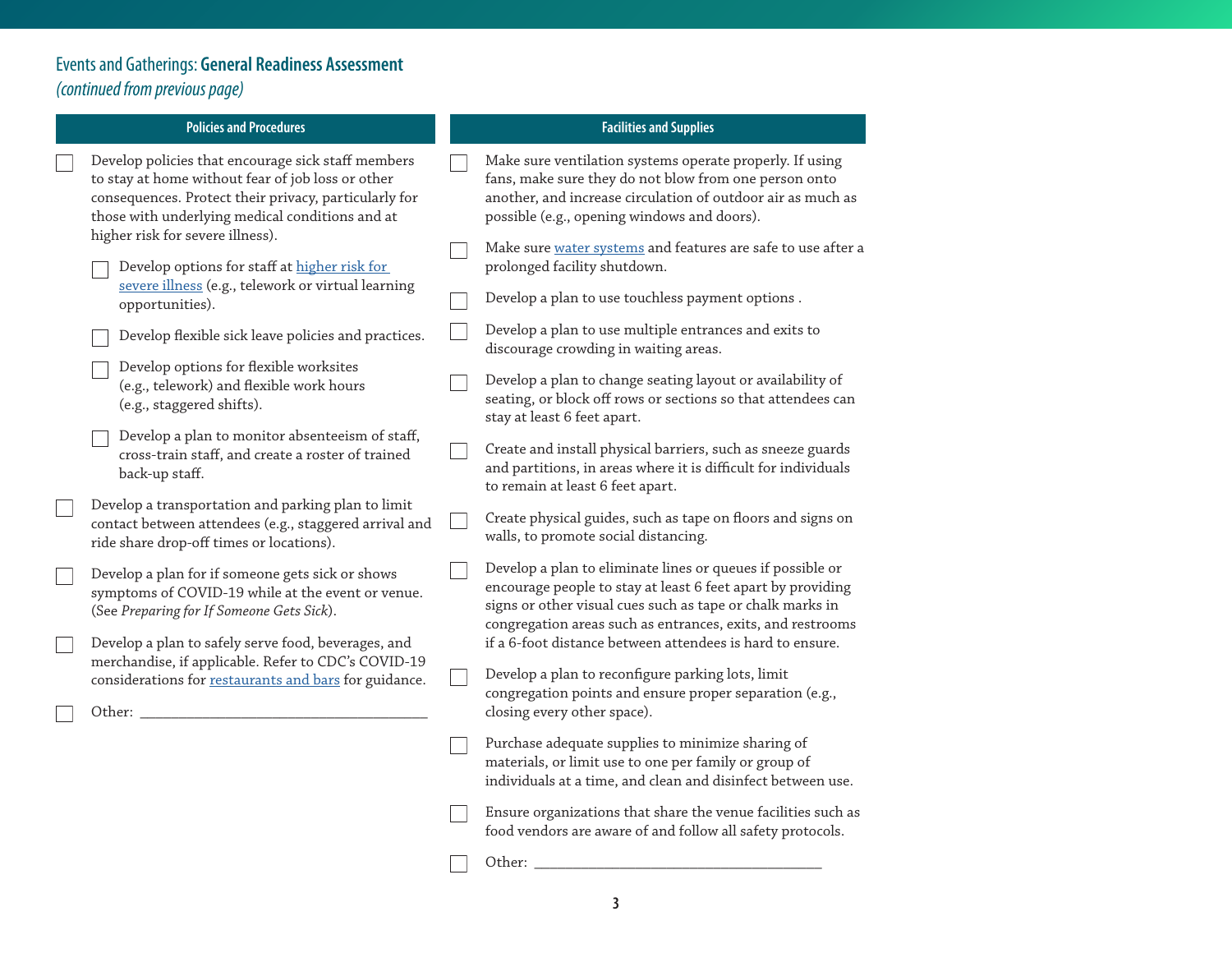## Events and Gatherings: **General Readiness Assessment**

*(continued from previous page)*

### Policies and Procedures

- [ ] Develop policies that encourage sick staff members to stay at home without fear of job loss or other consequences. Protect their privacy, particularly for those with underlying medical conditions and at higher risk for severe illness).
  - [ ] Develop options for staff at higher risk for severe illness (e.g., telework or virtual learning opportunities).
  - [ ] Develop flexible sick leave policies and practices.
  - [ ] Develop options for flexible worksites (e.g., telework) and flexible work hours (e.g., staggered shifts).
  - [ ] Develop a plan to monitor absenteeism of staff, cross-train staff, and create a roster of trained back-up staff.
- [ ] Develop a transportation and parking plan to limit contact between attendees (e.g., staggered arrival and ride share drop-off times or locations).
- [ ] Develop a plan for if someone gets sick or shows symptoms of COVID-19 while at the event or venue. (See *Preparing for If Someone Gets Sick*).
- [ ] Develop a plan to safely serve food, beverages, and merchandise, if applicable. Refer to CDC's COVID-19 considerations for restaurants and bars for guidance.
- [ ] Other: ________________________________________

### Facilities and Supplies

- [ ] Make sure ventilation systems operate properly. If using fans, make sure they do not blow from one person onto another, and increase circulation of outdoor air as much as possible (e.g., opening windows and doors).
- [ ] Make sure water systems and features are safe to use after a prolonged facility shutdown.
- [ ] Develop a plan to use touchless payment options .
- [ ] Develop a plan to use multiple entrances and exits to discourage crowding in waiting areas.
- [ ] Develop a plan to change seating layout or availability of seating, or block off rows or sections so that attendees can stay at least 6 feet apart.
- [ ] Create and install physical barriers, such as sneeze guards and partitions, in areas where it is difficult for individuals to remain at least 6 feet apart.
- [ ] Create physical guides, such as tape on floors and signs on walls, to promote social distancing.
- [ ] Develop a plan to eliminate lines or queues if possible or encourage people to stay at least 6 feet apart by providing signs or other visual cues such as tape or chalk marks in congregation areas such as entrances, exits, and restrooms if a 6-foot distance between attendees is hard to ensure.
- [ ] Develop a plan to reconfigure parking lots, limit congregation points and ensure proper separation (e.g., closing every other space).
- [ ] Purchase adequate supplies to minimize sharing of materials, or limit use to one per family or group of individuals at a time, and clean and disinfect between use.
- [ ] Ensure organizations that share the venue facilities such as food vendors are aware of and follow all safety protocols.
- [ ] Other: ________________________________________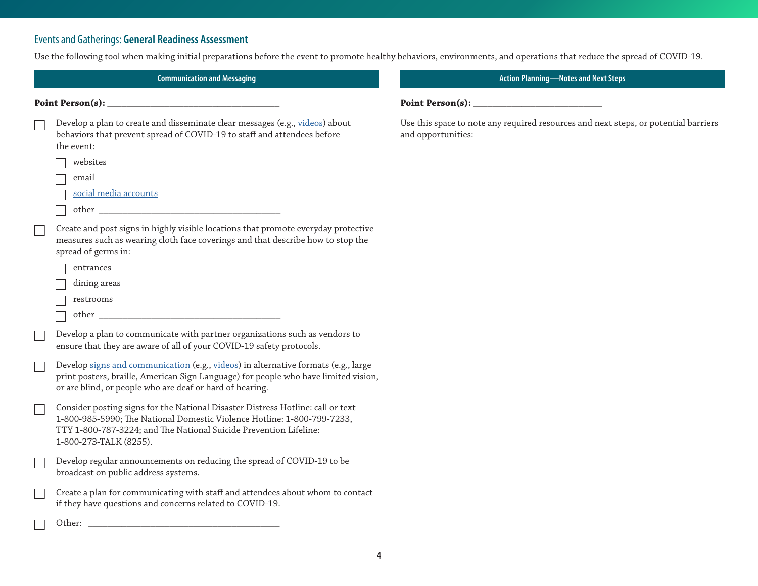## Events and Gatherings: **General Readiness Assessment**

Use the following tool when making initial preparations before the event to promote healthy behaviors, environments, and operations that reduce the spread of COVID-19.

### Communication and Messaging

**Point Person(s):** ___________________________________

- [ ] Develop a plan to create and disseminate clear messages (e.g., videos) about behaviors that prevent spread of COVID-19 to staff and attendees before the event:
  - [ ] websites
  - [ ] email
  - [ ] social media accounts
  - [ ] other ___________________________________
- [ ] Create and post signs in highly visible locations that promote everyday protective measures such as wearing cloth face coverings and that describe how to stop the spread of germs in:
  - [ ] entrances
  - [ ] dining areas
  - [ ] restrooms
  - [ ] other ___________________________________
- [ ] Develop a plan to communicate with partner organizations such as vendors to ensure that they are aware of all of your COVID-19 safety protocols.
- [ ] Develop signs and communication (e.g., videos) in alternative formats (e.g., large print posters, braille, American Sign Language) for people who have limited vision, or are blind, or people who are deaf or hard of hearing.
- [ ] Consider posting signs for the National Disaster Distress Hotline: call or text 1-800-985-5990; The National Domestic Violence Hotline: 1-800-799-7233, TTY 1-800-787-3224; and The National Suicide Prevention Lifeline: 1-800-273-TALK (8255).
- [ ] Develop regular announcements on reducing the spread of COVID-19 to be broadcast on public address systems.
- [ ] Create a plan for communicating with staff and attendees about whom to contact if they have questions and concerns related to COVID-19.
- [ ] Other: ___________________________________

### Action Planning—Notes and Next Steps

**Point Person(s):** ___________________________

Use this space to note any required resources and next steps, or potential barriers and opportunities: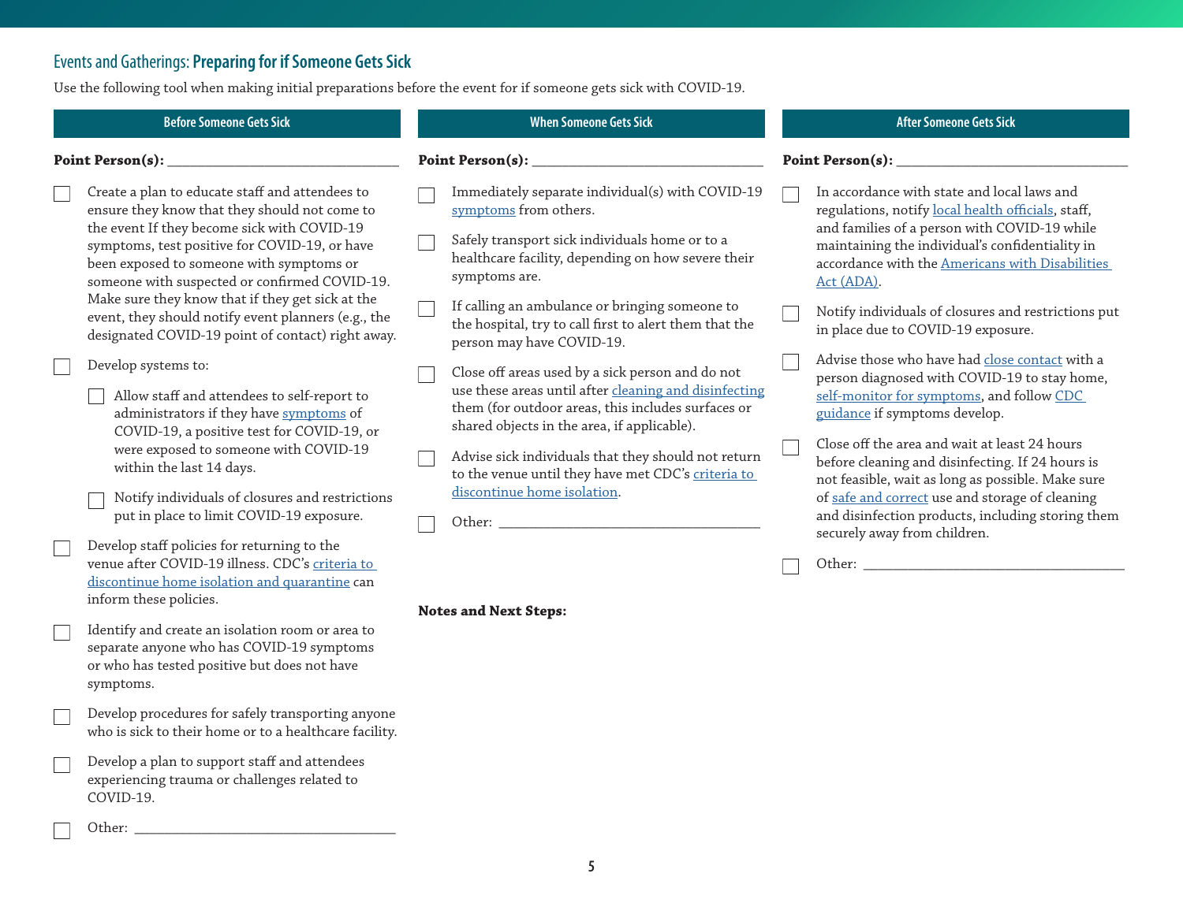## Events and Gatherings: **Preparing for if Someone Gets Sick**

Use the following tool when making initial preparations before the event for if someone gets sick with COVID-19.

### Before Someone Gets Sick

**Point Person(s):** ______________________________

- [ ] Create a plan to educate staff and attendees to ensure they know that they should not come to the event If they become sick with COVID-19 symptoms, test positive for COVID-19, or have been exposed to someone with symptoms or someone with suspected or confirmed COVID-19. Make sure they know that if they get sick at the event, they should notify event planners (e.g., the designated COVID-19 point of contact) right away.
- [ ] Develop systems to:
  - [ ] Allow staff and attendees to self-report to administrators if they have symptoms of COVID-19, a positive test for COVID-19, or were exposed to someone with COVID-19 within the last 14 days.
  - [ ] Notify individuals of closures and restrictions put in place to limit COVID-19 exposure.
- [ ] Develop staff policies for returning to the venue after COVID-19 illness. CDC's criteria to discontinue home isolation and quarantine can inform these policies.
- [ ] Identify and create an isolation room or area to separate anyone who has COVID-19 symptoms or who has tested positive but does not have symptoms.
- [ ] Develop procedures for safely transporting anyone who is sick to their home or to a healthcare facility.
- [ ] Develop a plan to support staff and attendees experiencing trauma or challenges related to COVID-19.
- [ ] Other: ______________________________

### When Someone Gets Sick

**Point Person(s):** ______________________________

- [ ] Immediately separate individual(s) with COVID-19 symptoms from others.
- [ ] Safely transport sick individuals home or to a healthcare facility, depending on how severe their symptoms are.
- [ ] If calling an ambulance or bringing someone to the hospital, try to call first to alert them that the person may have COVID-19.
- [ ] Close off areas used by a sick person and do not use these areas until after cleaning and disinfecting them (for outdoor areas, this includes surfaces or shared objects in the area, if applicable).
- [ ] Advise sick individuals that they should not return to the venue until they have met CDC's criteria to discontinue home isolation.
- [ ] Other: ______________________________

**Notes and Next Steps:**

### After Someone Gets Sick

**Point Person(s):** ______________________________

- [ ] In accordance with state and local laws and regulations, notify local health officials, staff, and families of a person with COVID-19 while maintaining the individual's confidentiality in accordance with the Americans with Disabilities Act (ADA).
- [ ] Notify individuals of closures and restrictions put in place due to COVID-19 exposure.
- [ ] Advise those who have had close contact with a person diagnosed with COVID-19 to stay home, self-monitor for symptoms, and follow CDC guidance if symptoms develop.
- [ ] Close off the area and wait at least 24 hours before cleaning and disinfecting. If 24 hours is not feasible, wait as long as possible. Make sure of safe and correct use and storage of cleaning and disinfection products, including storing them securely away from children.
- [ ] Other: ______________________________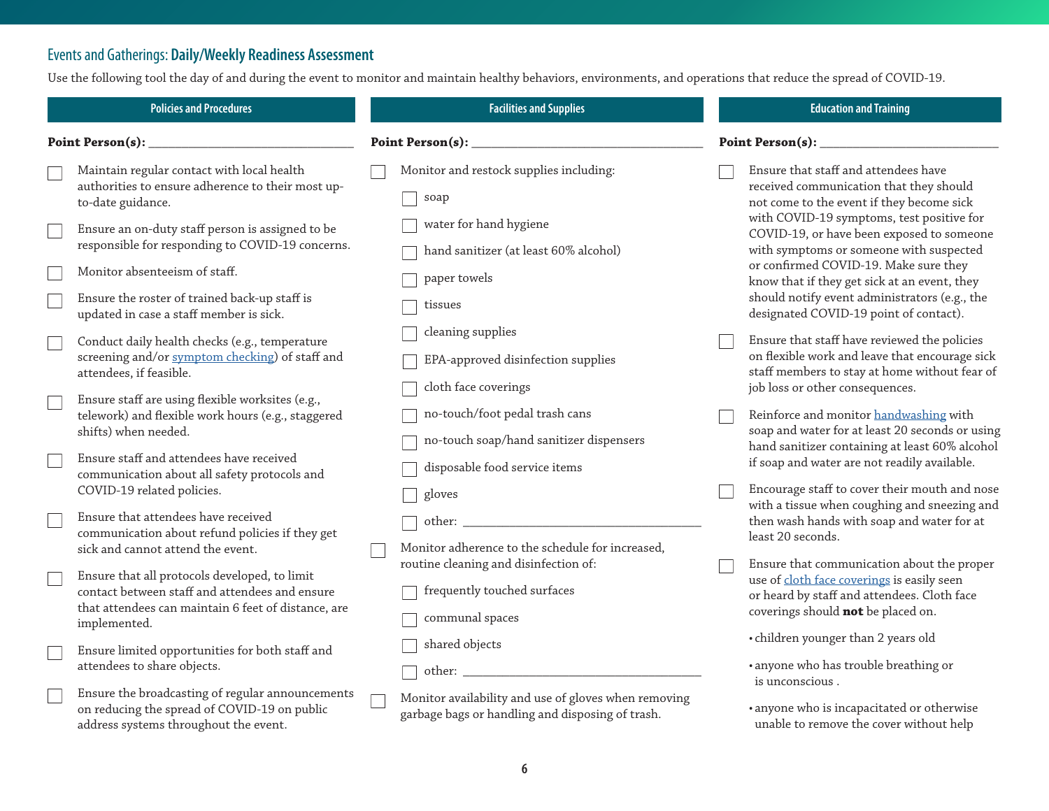## Events and Gatherings: **Daily/Weekly Readiness Assessment**

Use the following tool the day of and during the event to monitor and maintain healthy behaviors, environments, and operations that reduce the spread of COVID-19.

### Policies and Procedures

**Point Person(s):** ______________________________

- [ ] Maintain regular contact with local health authorities to ensure adherence to their most up-to-date guidance.
- [ ] Ensure an on-duty staff person is assigned to be responsible for responding to COVID-19 concerns.
- [ ] Monitor absenteeism of staff.
- [ ] Ensure the roster of trained back-up staff is updated in case a staff member is sick.
- [ ] Conduct daily health checks (e.g., temperature screening and/or symptom checking) of staff and attendees, if feasible.
- [ ] Ensure staff are using flexible worksites (e.g., telework) and flexible work hours (e.g., staggered shifts) when needed.
- [ ] Ensure staff and attendees have received communication about all safety protocols and COVID-19 related policies.
- [ ] Ensure that attendees have received communication about refund policies if they get sick and cannot attend the event.
- [ ] Ensure that all protocols developed, to limit contact between staff and attendees and ensure that attendees can maintain 6 feet of distance, are implemented.
- [ ] Ensure limited opportunities for both staff and attendees to share objects.
- [ ] Ensure the broadcasting of regular announcements on reducing the spread of COVID-19 on public address systems throughout the event.

### Facilities and Supplies

**Point Person(s):** ______________________________

- [ ] Monitor and restock supplies including:
  - [ ] soap
  - [ ] water for hand hygiene
  - [ ] hand sanitizer (at least 60% alcohol)
  - [ ] paper towels
  - [ ] tissues
  - [ ] cleaning supplies
  - [ ] EPA-approved disinfection supplies
  - [ ] cloth face coverings
  - [ ] no-touch/foot pedal trash cans
  - [ ] no-touch soap/hand sanitizer dispensers
  - [ ] disposable food service items
  - [ ] gloves
  - [ ] other: ______________________________
- [ ] Monitor adherence to the schedule for increased, routine cleaning and disinfection of:
  - [ ] frequently touched surfaces
  - [ ] communal spaces
  - [ ] shared objects
  - [ ] other: ______________________________
- [ ] Monitor availability and use of gloves when removing garbage bags or handling and disposing of trash.

### Education and Training

**Point Person(s):** ______________________________

- [ ] Ensure that staff and attendees have received communication that they should not come to the event if they become sick with COVID-19 symptoms, test positive for COVID-19, or have been exposed to someone with symptoms or someone with suspected or confirmed COVID-19. Make sure they know that if they get sick at an event, they should notify event administrators (e.g., the designated COVID-19 point of contact).
- [ ] Ensure that staff have reviewed the policies on flexible work and leave that encourage sick staff members to stay at home without fear of job loss or other consequences.
- [ ] Reinforce and monitor handwashing with soap and water for at least 20 seconds or using hand sanitizer containing at least 60% alcohol if soap and water are not readily available.
- [ ] Encourage staff to cover their mouth and nose with a tissue when coughing and sneezing and then wash hands with soap and water for at least 20 seconds.
- [ ] Ensure that communication about the proper use of cloth face coverings is easily seen or heard by staff and attendees. Cloth face coverings should **not** be placed on:
  - children younger than 2 years old
  - anyone who has trouble breathing or is unconscious .
  - anyone who is incapacitated or otherwise unable to remove the cover without help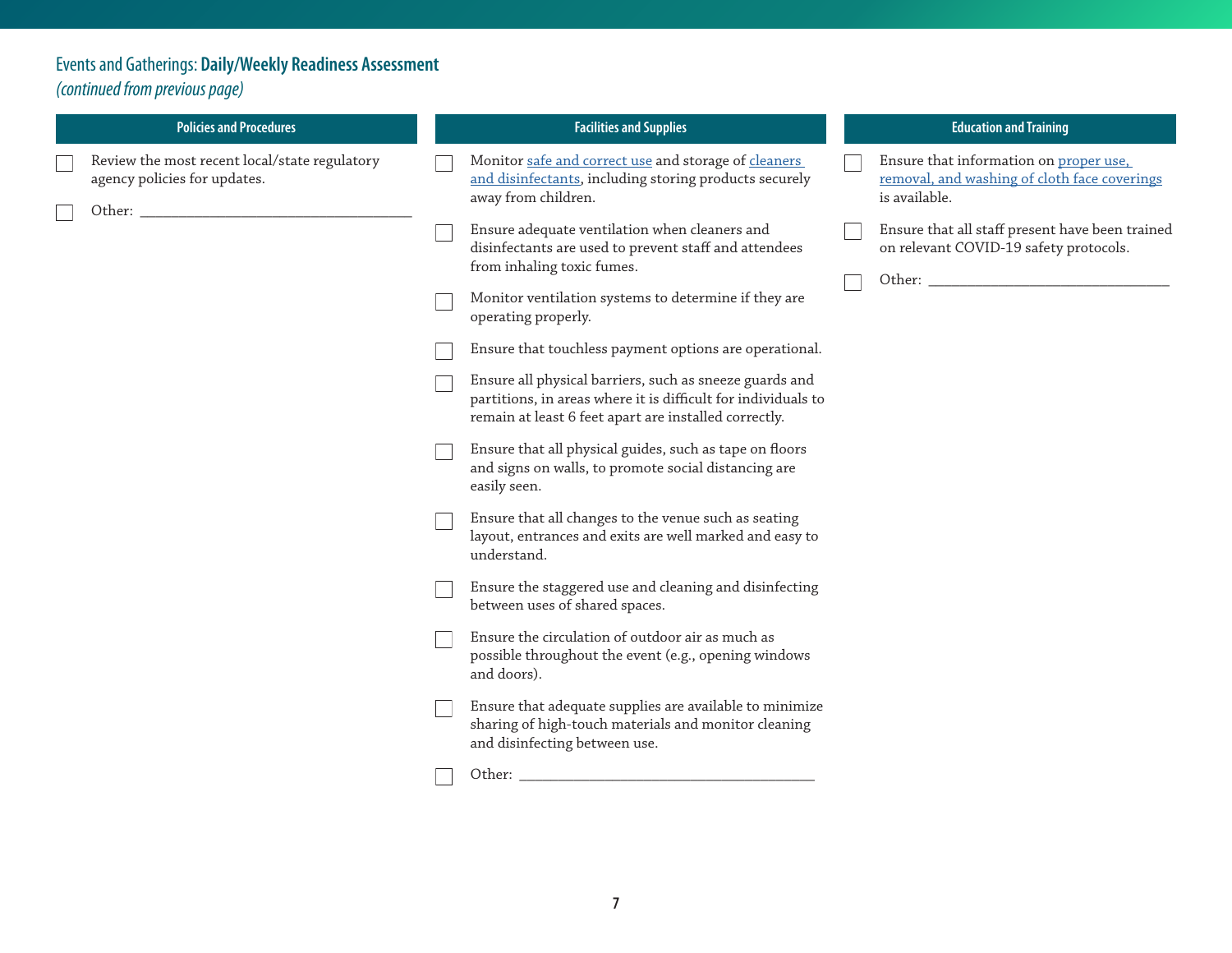## Events and Gatherings: **Daily/Weekly Readiness Assessment**

*(continued from previous page)*

### Policies and Procedures

- [ ] Review the most recent local/state regulatory agency policies for updates.
- [ ] Other: ___________________________

### Facilities and Supplies

- [ ] Monitor safe and correct use and storage of cleaners and disinfectants, including storing products securely away from children.
- [ ] Ensure adequate ventilation when cleaners and disinfectants are used to prevent staff and attendees from inhaling toxic fumes.
- [ ] Monitor ventilation systems to determine if they are operating properly.
- [ ] Ensure that touchless payment options are operational.
- [ ] Ensure all physical barriers, such as sneeze guards and partitions, in areas where it is difficult for individuals to remain at least 6 feet apart are installed correctly.
- [ ] Ensure that all physical guides, such as tape on floors and signs on walls, to promote social distancing are easily seen.
- [ ] Ensure that all changes to the venue such as seating layout, entrances and exits are well marked and easy to understand.
- [ ] Ensure the staggered use and cleaning and disinfecting between uses of shared spaces.
- [ ] Ensure the circulation of outdoor air as much as possible throughout the event (e.g., opening windows and doors).
- [ ] Ensure that adequate supplies are available to minimize sharing of high-touch materials and monitor cleaning and disinfecting between use.
- [ ] Other: ___________________________

### Education and Training

- [ ] Ensure that information on proper use, removal, and washing of cloth face coverings is available.
- [ ] Ensure that all staff present have been trained on relevant COVID-19 safety protocols.
- [ ] Other: ___________________________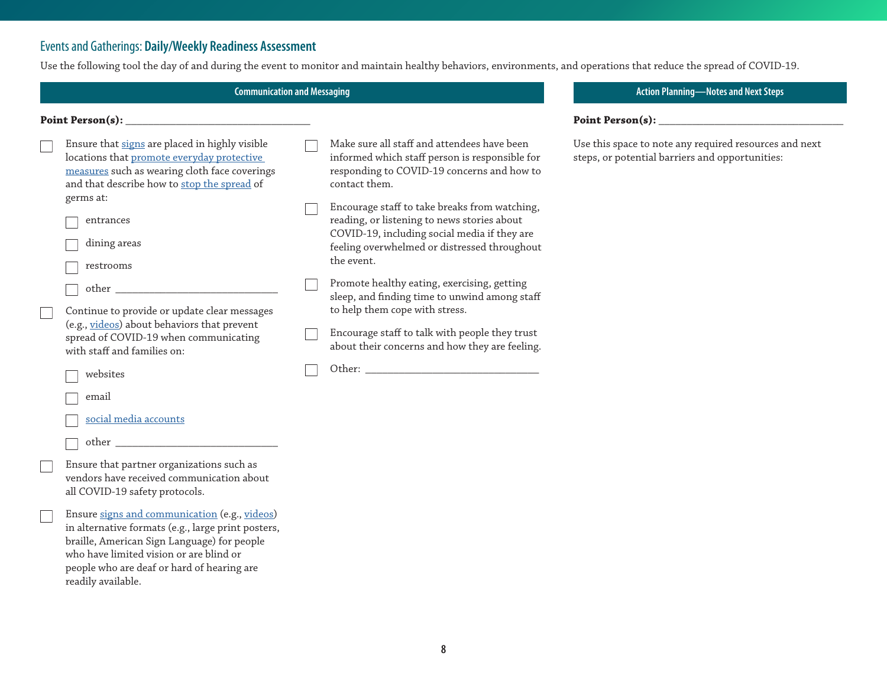## Events and Gatherings: **Daily/Weekly Readiness Assessment**

Use the following tool the day of and during the event to monitor and maintain healthy behaviors, environments, and operations that reduce the spread of COVID-19.

### Communication and Messaging

**Point Person(s):** ___________________________

- [ ] Ensure that signs are placed in highly visible locations that promote everyday protective measures such as wearing cloth face coverings and that describe how to stop the spread of germs at:
  - [ ] entrances
  - [ ] dining areas
  - [ ] restrooms
  - [ ] other ___________________________
- [ ] Continue to provide or update clear messages (e.g., videos) about behaviors that prevent spread of COVID-19 when communicating with staff and families on:
  - [ ] websites
  - [ ] email
  - [ ] social media accounts
  - [ ] other ___________________________
- [ ] Ensure that partner organizations such as vendors have received communication about all COVID-19 safety protocols.
- [ ] Ensure signs and communication (e.g., videos) in alternative formats (e.g., large print posters, braille, American Sign Language) for people who have limited vision or are blind or people who are deaf or hard of hearing are readily available.
- [ ] Make sure all staff and attendees have been informed which staff person is responsible for responding to COVID-19 concerns and how to contact them.
- [ ] Encourage staff to take breaks from watching, reading, or listening to news stories about COVID-19, including social media if they are feeling overwhelmed or distressed throughout the event.
- [ ] Promote healthy eating, exercising, getting sleep, and finding time to unwind among staff to help them cope with stress.
- [ ] Encourage staff to talk with people they trust about their concerns and how they are feeling.
- [ ] Other: ___________________________

### Action Planning—Notes and Next Steps

**Point Person(s):** ___________________________

Use this space to note any required resources and next steps, or potential barriers and opportunities: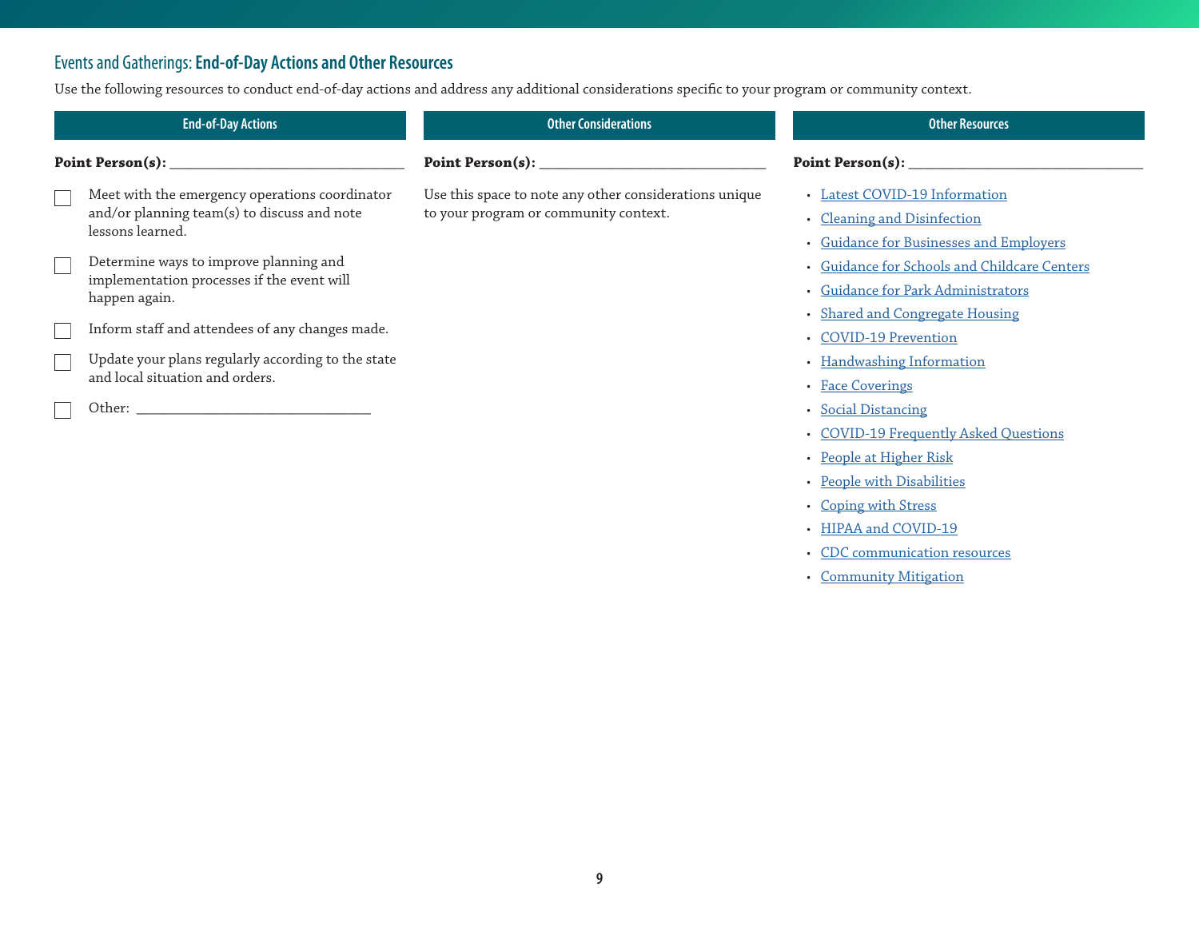## Events and Gatherings: **End-of-Day Actions and Other Resources**

Use the following resources to conduct end-of-day actions and address any additional considerations specific to your program or community context.

### End-of-Day Actions

**Point Person(s):** ______________________________

- [ ] Meet with the emergency operations coordinator and/or planning team(s) to discuss and note lessons learned.
- [ ] Determine ways to improve planning and implementation processes if the event will happen again.
- [ ] Inform staff and attendees of any changes made.
- [ ] Update your plans regularly according to the state and local situation and orders.
- [ ] Other: ______________________________

### Other Considerations

**Point Person(s):** ______________________________

Use this space to note any other considerations unique to your program or community context.

### Other Resources

**Point Person(s):** ______________________________

- Latest COVID-19 Information
- Cleaning and Disinfection
- Guidance for Businesses and Employers
- Guidance for Schools and Childcare Centers
- Guidance for Park Administrators
- Shared and Congregate Housing
- COVID-19 Prevention
- Handwashing Information
- Face Coverings
- Social Distancing
- COVID-19 Frequently Asked Questions
- People at Higher Risk
- People with Disabilities
- Coping with Stress
- HIPAA and COVID-19
- CDC communication resources
- Community Mitigation